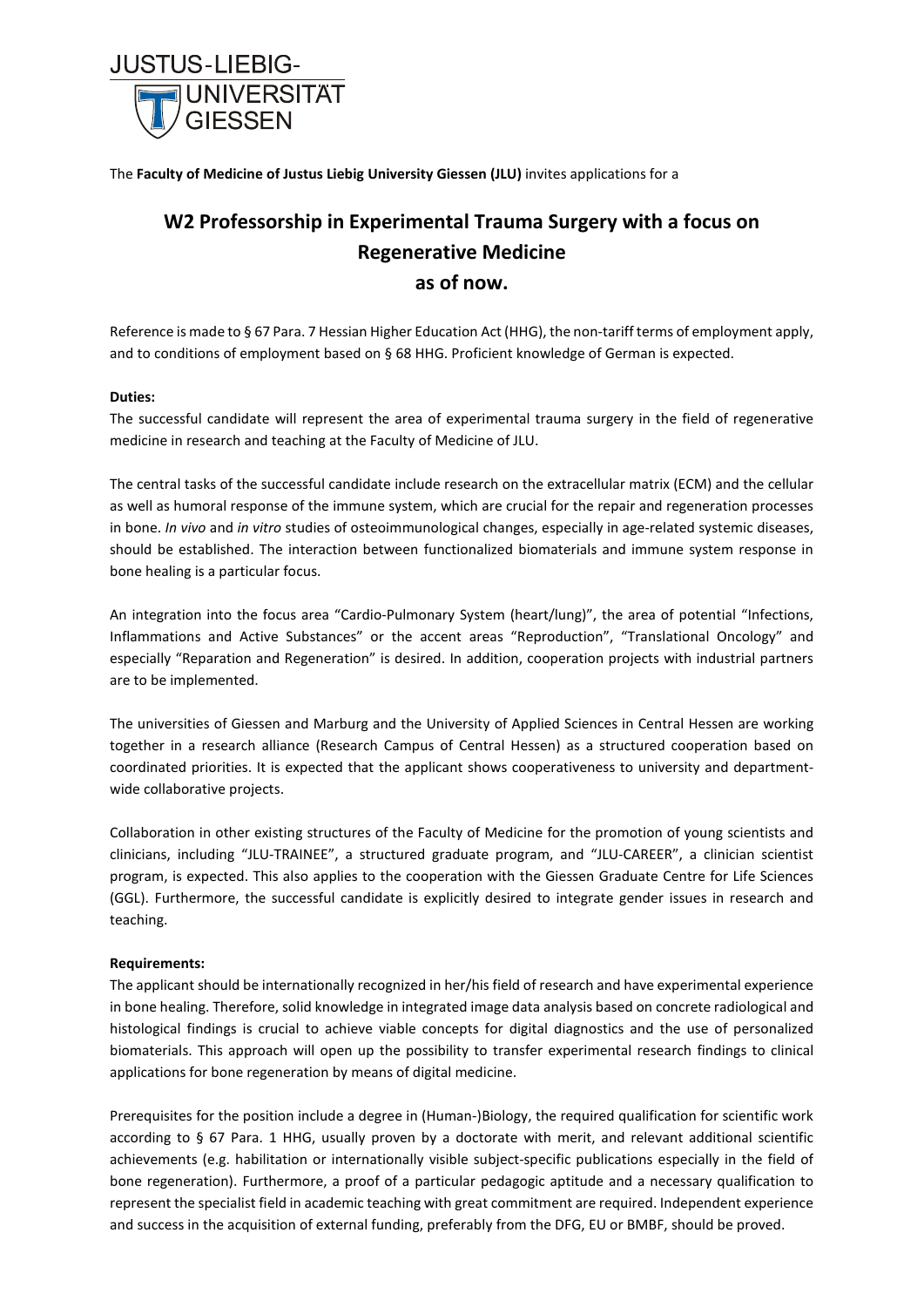JUSTUS-LIEBIG-UNIVERSITÄT GIESSEN

The **Faculty of Medicine of Justus Liebig University Giessen (JLU)** invites applications for a

# W2 Professorship in Experimental Trauma Surgery with a focus on Regenerative Medicine as of now.

Reference is made to § 67 Para. 7 Hessian Higher Education Act (HHG), the non-tariff terms of employment apply, and to conditions of employment based on § 68 HHG. Proficient knowledge of German is expected.

**Duties:**

The successful candidate will represent the area of experimental trauma surgery in the field of regenerative medicine in research and teaching at the Faculty of Medicine of JLU.

The central tasks of the successful candidate include research on the extracellular matrix (ECM) and the cellular as well as humoral response of the immune system, which are crucial for the repair and regeneration processes in bone. *In vivo* and *in vitro* studies of osteoimmunological changes, especially in age-related systemic diseases, should be established. The interaction between functionalized biomaterials and immune system response in bone healing is a particular focus.

An integration into the focus area "Cardio-Pulmonary System (heart/lung)", the area of potential "Infections, Inflammations and Active Substances" or the accent areas "Reproduction", "Translational Oncology" and especially "Reparation and Regeneration" is desired. In addition, cooperation projects with industrial partners are to be implemented.

The universities of Giessen and Marburg and the University of Applied Sciences in Central Hessen are working together in a research alliance (Research Campus of Central Hessen) as a structured cooperation based on coordinated priorities. It is expected that the applicant shows cooperativeness to university and department-wide collaborative projects.

Collaboration in other existing structures of the Faculty of Medicine for the promotion of young scientists and clinicians, including "JLU-TRAINEE", a structured graduate program, and "JLU-CAREER", a clinician scientist program, is expected. This also applies to the cooperation with the Giessen Graduate Centre for Life Sciences (GGL). Furthermore, the successful candidate is explicitly desired to integrate gender issues in research and teaching.

**Requirements:**

The applicant should be internationally recognized in her/his field of research and have experimental experience in bone healing. Therefore, solid knowledge in integrated image data analysis based on concrete radiological and histological findings is crucial to achieve viable concepts for digital diagnostics and the use of personalized biomaterials. This approach will open up the possibility to transfer experimental research findings to clinical applications for bone regeneration by means of digital medicine.

Prerequisites for the position include a degree in (Human-)Biology, the required qualification for scientific work according to § 67 Para. 1 HHG, usually proven by a doctorate with merit, and relevant additional scientific achievements (e.g. habilitation or internationally visible subject-specific publications especially in the field of bone regeneration). Furthermore, a proof of a particular pedagogic aptitude and a necessary qualification to represent the specialist field in academic teaching with great commitment are required. Independent experience and success in the acquisition of external funding, preferably from the DFG, EU or BMBF, should be proved.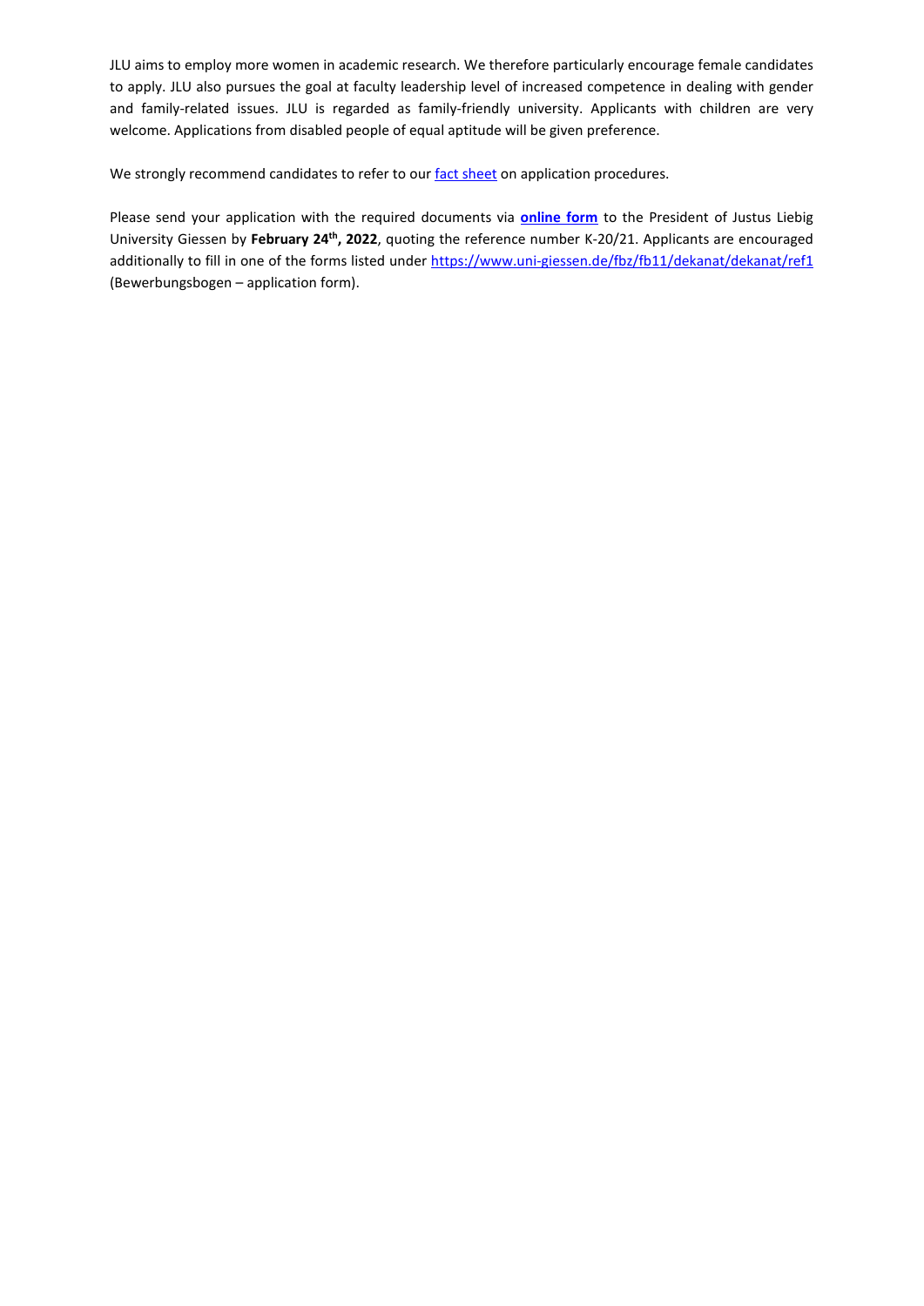JLU aims to employ more women in academic research. We therefore particularly encourage female candidates to apply. JLU also pursues the goal at faculty leadership level of increased competence in dealing with gender and family-related issues. JLU is regarded as family-friendly university. Applicants with children are very welcome. Applications from disabled people of equal aptitude will be given preference.

We strongly recommend candidates to refer to our fact sheet on application procedures.

Please send your application with the required documents via **online form** to the President of Justus Liebig University Giessen by **February 24th, 2022**, quoting the reference number K-20/21. Applicants are encouraged additionally to fill in one of the forms listed under https://www.uni-giessen.de/fbz/fb11/dekanat/dekanat/ref1 (Bewerbungsbogen – application form).